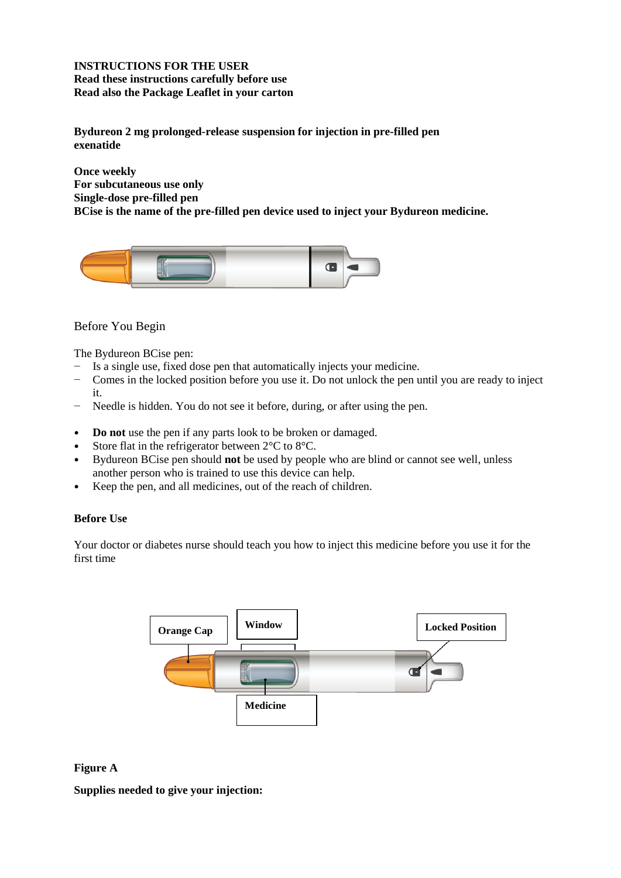**INSTRUCTIONS FOR THE USER**
**Read these instructions carefully before use**
**Read also the Package Leaflet in your carton**

**Bydureon 2 mg prolonged-release suspension for injection in pre-filled pen**
**exenatide**

**Once weekly**
**For subcutaneous use only**
**Single-dose pre-filled pen**
**BCise is the name of the pre-filled pen device used to inject your Bydureon medicine.**

## Before You Begin

The Bydureon BCise pen:

- Is a single use, fixed dose pen that automatically injects your medicine.
- Comes in the locked position before you use it. Do not unlock the pen until you are ready to inject it.
- Needle is hidden. You do not see it before, during, or after using the pen.

- **Do not** use the pen if any parts look to be broken or damaged.
- Store flat in the refrigerator between 2°C to 8°C.
- Bydureon BCise pen should **not** be used by people who are blind or cannot see well, unless another person who is trained to use this device can help.
- Keep the pen, and all medicines, out of the reach of children.

**Before Use**

Your doctor or diabetes nurse should teach you how to inject this medicine before you use it for the first time

Orange Cap
Window
Locked Position
Medicine

**Figure A**

**Supplies needed to give your injection:**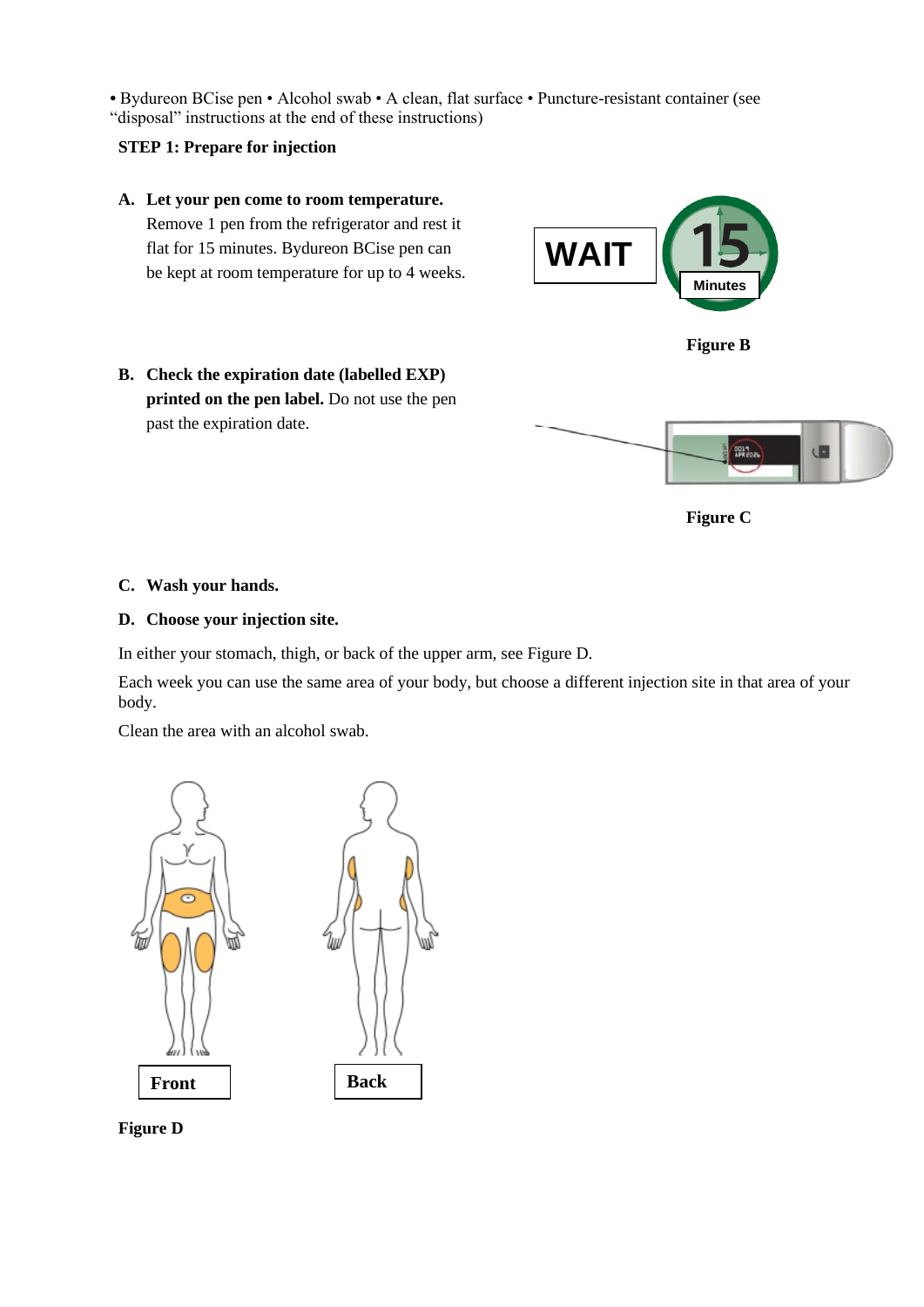• Bydureon BCise pen • Alcohol swab • A clean, flat surface • Puncture-resistant container (see "disposal" instructions at the end of these instructions)

**STEP 1: Prepare for injection**

**A. Let your pen come to room temperature.** Remove 1 pen from the refrigerator and rest it flat for 15 minutes. Bydureon BCise pen can be kept at room temperature for up to 4 weeks.

WAIT 15 Minutes

**Figure B**

**B. Check the expiration date (labelled EXP) printed on the pen label.** Do not use the pen past the expiration date.

**Figure C**

**C. Wash your hands.**

**D. Choose your injection site.**

In either your stomach, thigh, or back of the upper arm, see Figure D.

Each week you can use the same area of your body, but choose a different injection site in that area of your body.

Clean the area with an alcohol swab.

Front

Back

**Figure D**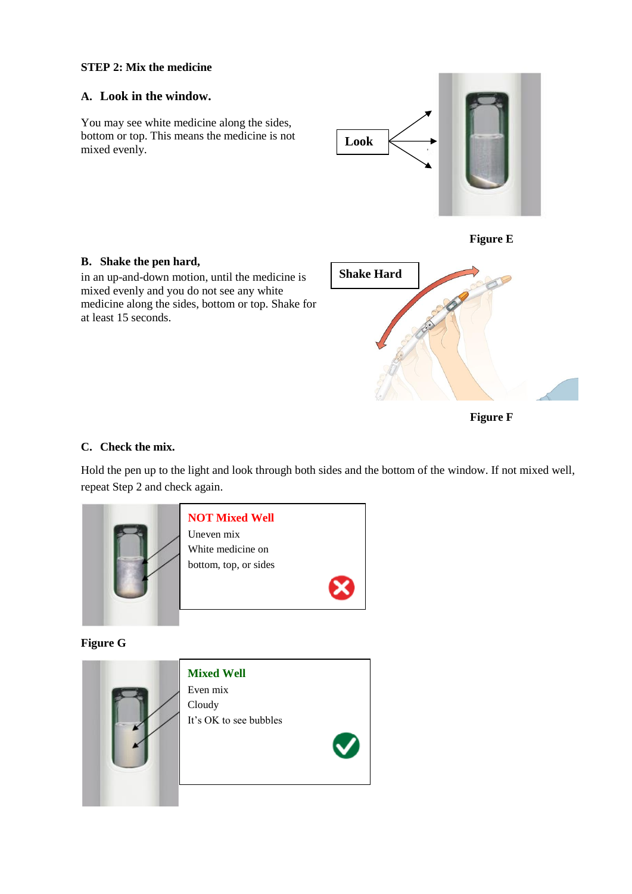**STEP 2: Mix the medicine**

**A. Look in the window.**

You may see white medicine along the sides, bottom or top. This means the medicine is not mixed evenly.

Look

**Figure E**

**B. Shake the pen hard,**

in an up-and-down motion, until the medicine is mixed evenly and you do not see any white medicine along the sides, bottom or top. Shake for at least 15 seconds.

Shake Hard

**Figure F**

**C. Check the mix.**

Hold the pen up to the light and look through both sides and the bottom of the window. If not mixed well, repeat Step 2 and check again.

**NOT Mixed Well**

Uneven mix

White medicine on bottom, top, or sides

**Figure G**

**Mixed Well**

Even mix

Cloudy

It's OK to see bubbles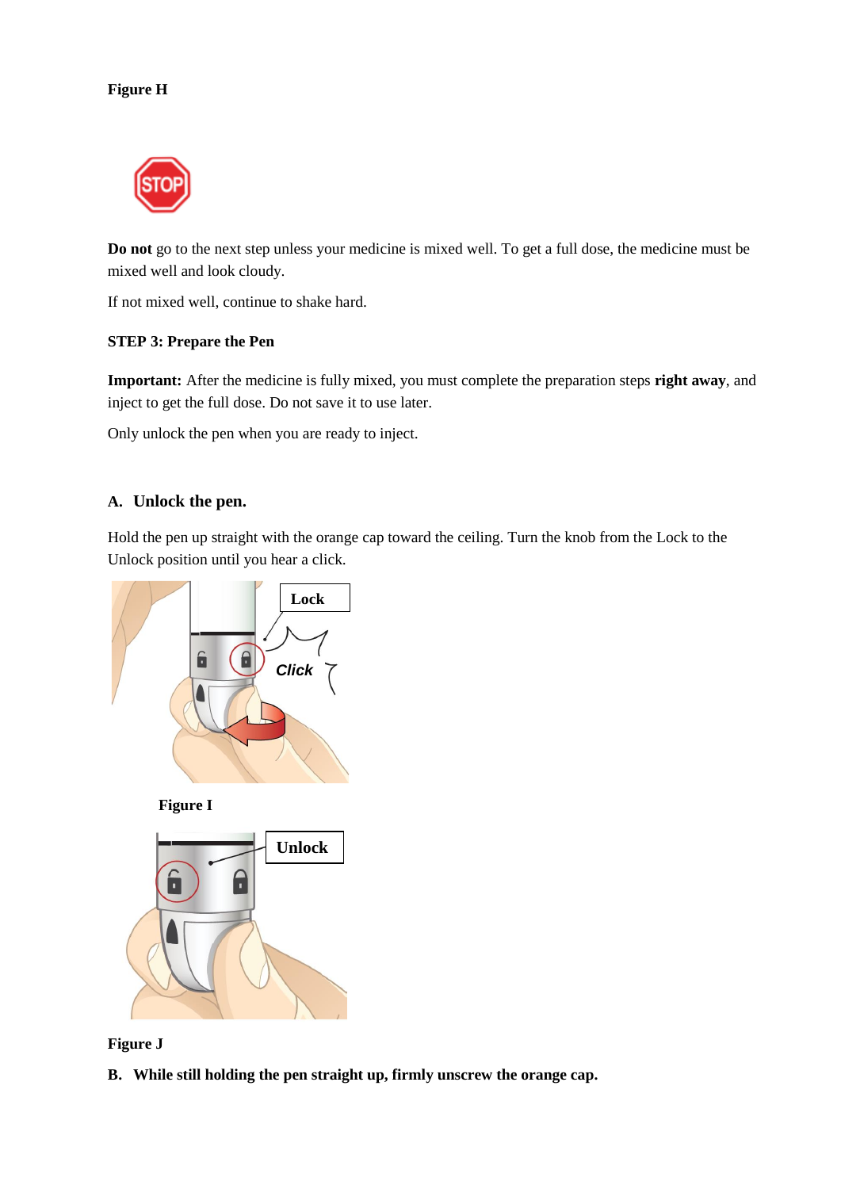**Figure H**

**Do not** go to the next step unless your medicine is mixed well. To get a full dose, the medicine must be mixed well and look cloudy.

If not mixed well, continue to shake hard.

**STEP 3: Prepare the Pen**

**Important:** After the medicine is fully mixed, you must complete the preparation steps **right away**, and inject to get the full dose. Do not save it to use later.

Only unlock the pen when you are ready to inject.

**A. Unlock the pen.**

Hold the pen up straight with the orange cap toward the ceiling. Turn the knob from the Lock to the Unlock position until you hear a click.

**Figure I**

**Figure J**

**B. While still holding the pen straight up, firmly unscrew the orange cap.**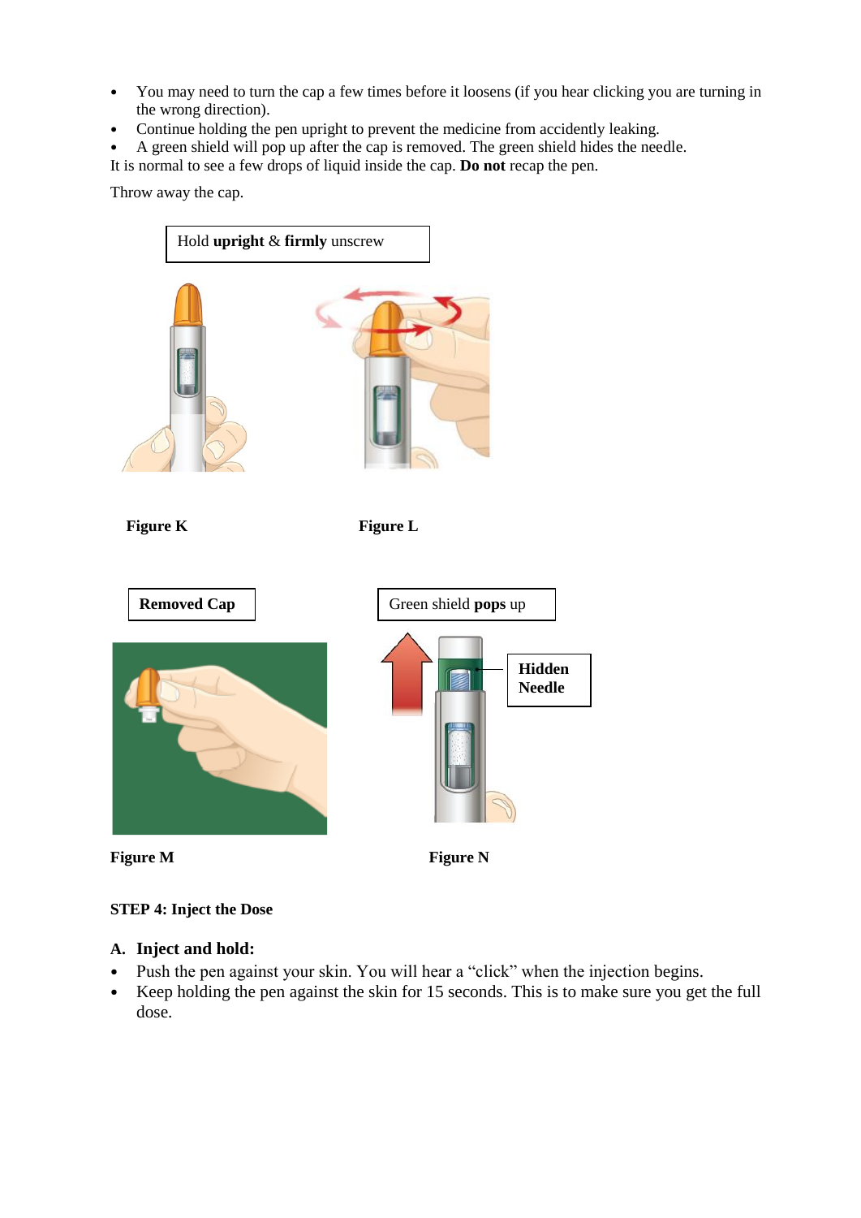- You may need to turn the cap a few times before it loosens (if you hear clicking you are turning in the wrong direction).
- Continue holding the pen upright to prevent the medicine from accidently leaking.
- A green shield will pop up after the cap is removed. The green shield hides the needle.

It is normal to see a few drops of liquid inside the cap. **Do not** recap the pen.

Throw away the cap.

Hold **upright** & **firmly** unscrew

**Figure K**

**Figure L**

**Removed Cap**

Green shield **pops** up

**Hidden Needle**

**Figure M**

**Figure N**

**STEP 4: Inject the Dose**

**A. Inject and hold:**

- Push the pen against your skin. You will hear a "click" when the injection begins.
- Keep holding the pen against the skin for 15 seconds. This is to make sure you get the full dose.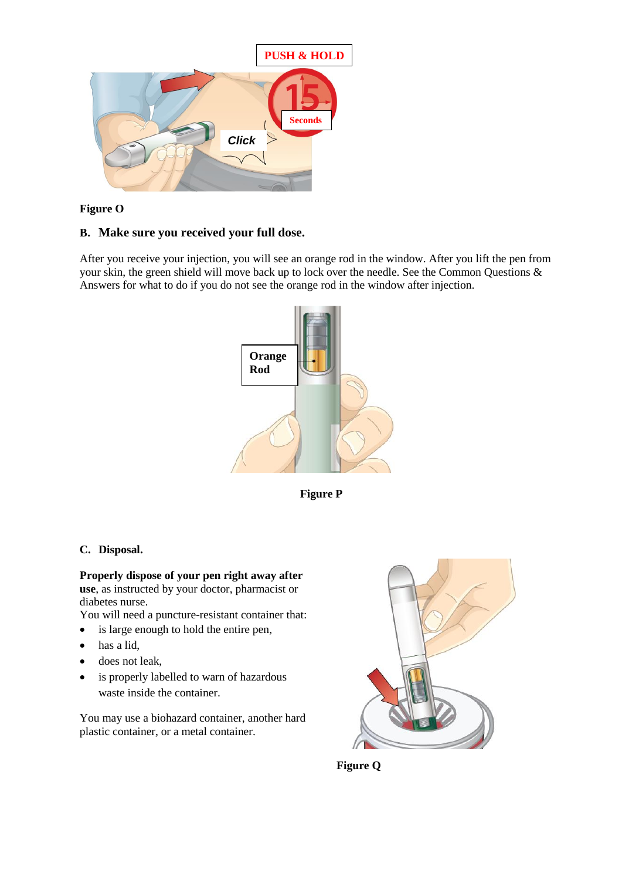Figure O

### B. Make sure you received your full dose.

After you receive your injection, you will see an orange rod in the window. After you lift the pen from your skin, the green shield will move back up to lock over the needle. See the Common Questions & Answers for what to do if you do not see the orange rod in the window after injection.

Figure P

### C. Disposal.

**Properly dispose of your pen right away after use**, as instructed by your doctor, pharmacist or diabetes nurse.

You will need a puncture-resistant container that:

- is large enough to hold the entire pen,
- has a lid,
- does not leak,
- is properly labelled to warn of hazardous waste inside the container.

You may use a biohazard container, another hard plastic container, or a metal container.

Figure Q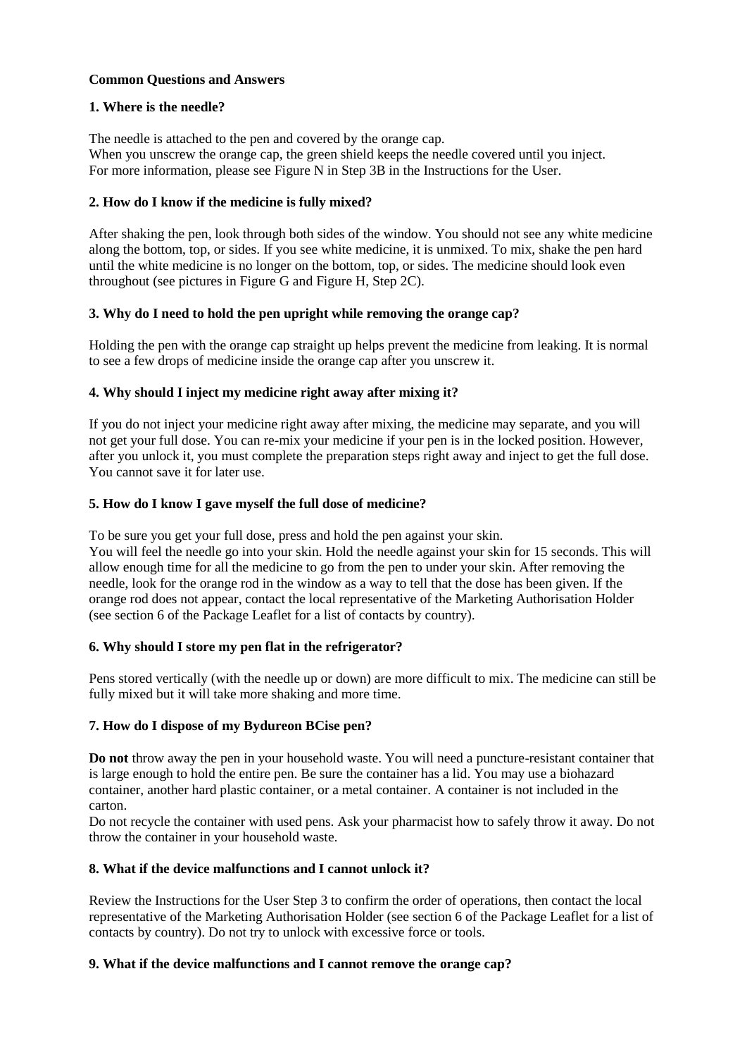**Common Questions and Answers**

**1. Where is the needle?**

The needle is attached to the pen and covered by the orange cap.
When you unscrew the orange cap, the green shield keeps the needle covered until you inject.
For more information, please see Figure N in Step 3B in the Instructions for the User.

**2. How do I know if the medicine is fully mixed?**

After shaking the pen, look through both sides of the window. You should not see any white medicine along the bottom, top, or sides. If you see white medicine, it is unmixed. To mix, shake the pen hard until the white medicine is no longer on the bottom, top, or sides. The medicine should look even throughout (see pictures in Figure G and Figure H, Step 2C).

**3. Why do I need to hold the pen upright while removing the orange cap?**

Holding the pen with the orange cap straight up helps prevent the medicine from leaking. It is normal to see a few drops of medicine inside the orange cap after you unscrew it.

**4. Why should I inject my medicine right away after mixing it?**

If you do not inject your medicine right away after mixing, the medicine may separate, and you will not get your full dose. You can re-mix your medicine if your pen is in the locked position. However, after you unlock it, you must complete the preparation steps right away and inject to get the full dose. You cannot save it for later use.

**5. How do I know I gave myself the full dose of medicine?**

To be sure you get your full dose, press and hold the pen against your skin.
You will feel the needle go into your skin. Hold the needle against your skin for 15 seconds. This will allow enough time for all the medicine to go from the pen to under your skin. After removing the needle, look for the orange rod in the window as a way to tell that the dose has been given. If the orange rod does not appear, contact the local representative of the Marketing Authorisation Holder (see section 6 of the Package Leaflet for a list of contacts by country).

**6. Why should I store my pen flat in the refrigerator?**

Pens stored vertically (with the needle up or down) are more difficult to mix. The medicine can still be fully mixed but it will take more shaking and more time.

**7. How do I dispose of my Bydureon BCise pen?**

**Do not** throw away the pen in your household waste. You will need a puncture-resistant container that is large enough to hold the entire pen. Be sure the container has a lid. You may use a biohazard container, another hard plastic container, or a metal container. A container is not included in the carton.
Do not recycle the container with used pens. Ask your pharmacist how to safely throw it away. Do not throw the container in your household waste.

**8. What if the device malfunctions and I cannot unlock it?**

Review the Instructions for the User Step 3 to confirm the order of operations, then contact the local representative of the Marketing Authorisation Holder (see section 6 of the Package Leaflet for a list of contacts by country). Do not try to unlock with excessive force or tools.

**9. What if the device malfunctions and I cannot remove the orange cap?**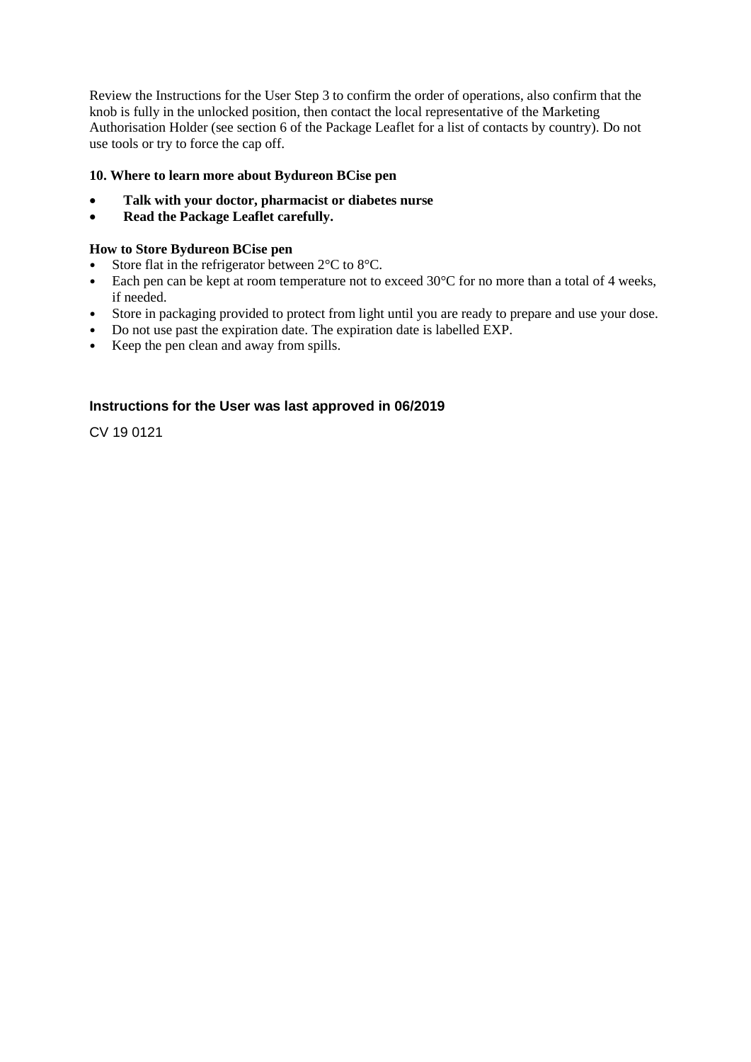Review the Instructions for the User Step 3 to confirm the order of operations, also confirm that the knob is fully in the unlocked position, then contact the local representative of the Marketing Authorisation Holder (see section 6 of the Package Leaflet for a list of contacts by country). Do not use tools or try to force the cap off.

**10. Where to learn more about Bydureon BCise pen**

- **Talk with your doctor, pharmacist or diabetes nurse**
- **Read the Package Leaflet carefully.**

**How to Store Bydureon BCise pen**

- Store flat in the refrigerator between 2°C to 8°C.
- Each pen can be kept at room temperature not to exceed 30°C for no more than a total of 4 weeks, if needed.
- Store in packaging provided to protect from light until you are ready to prepare and use your dose.
- Do not use past the expiration date. The expiration date is labelled EXP.
- Keep the pen clean and away from spills.

**Instructions for the User was last approved in 06/2019**

CV 19 0121